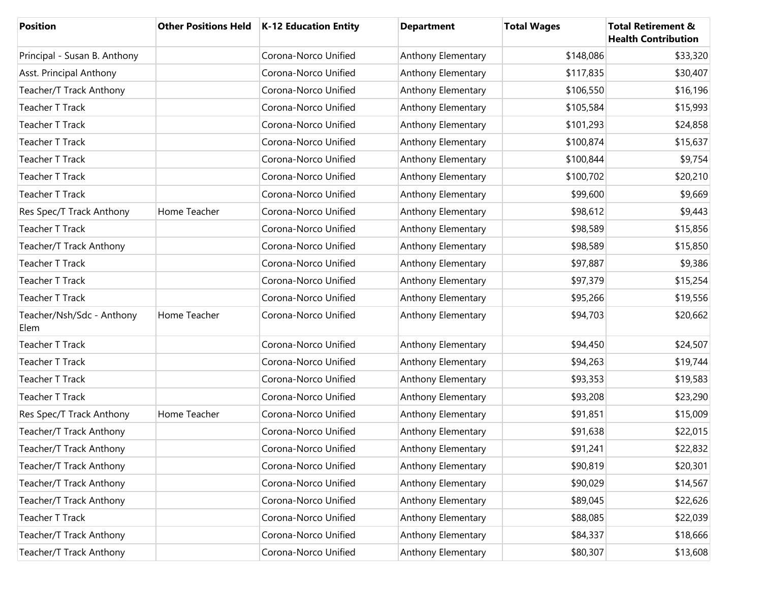| Position | Other Positions Held | K-12 Education Entity | Department | Total Wages | Total Retirement & Health Contribution |
|---|---|---|---|---|---|
| Principal - Susan B. Anthony | | Corona-Norco Unified | Anthony Elementary | $148,086 | $33,320 |
| Asst. Principal Anthony | | Corona-Norco Unified | Anthony Elementary | $117,835 | $30,407 |
| Teacher/T Track Anthony | | Corona-Norco Unified | Anthony Elementary | $106,550 | $16,196 |
| Teacher T Track | | Corona-Norco Unified | Anthony Elementary | $105,584 | $15,993 |
| Teacher T Track | | Corona-Norco Unified | Anthony Elementary | $101,293 | $24,858 |
| Teacher T Track | | Corona-Norco Unified | Anthony Elementary | $100,874 | $15,637 |
| Teacher T Track | | Corona-Norco Unified | Anthony Elementary | $100,844 | $9,754 |
| Teacher T Track | | Corona-Norco Unified | Anthony Elementary | $100,702 | $20,210 |
| Teacher T Track | | Corona-Norco Unified | Anthony Elementary | $99,600 | $9,669 |
| Res Spec/T Track Anthony | Home Teacher | Corona-Norco Unified | Anthony Elementary | $98,612 | $9,443 |
| Teacher T Track | | Corona-Norco Unified | Anthony Elementary | $98,589 | $15,856 |
| Teacher/T Track Anthony | | Corona-Norco Unified | Anthony Elementary | $98,589 | $15,850 |
| Teacher T Track | | Corona-Norco Unified | Anthony Elementary | $97,887 | $9,386 |
| Teacher T Track | | Corona-Norco Unified | Anthony Elementary | $97,379 | $15,254 |
| Teacher T Track | | Corona-Norco Unified | Anthony Elementary | $95,266 | $19,556 |
| Teacher/Nsh/Sdc - Anthony Elem | Home Teacher | Corona-Norco Unified | Anthony Elementary | $94,703 | $20,662 |
| Teacher T Track | | Corona-Norco Unified | Anthony Elementary | $94,450 | $24,507 |
| Teacher T Track | | Corona-Norco Unified | Anthony Elementary | $94,263 | $19,744 |
| Teacher T Track | | Corona-Norco Unified | Anthony Elementary | $93,353 | $19,583 |
| Teacher T Track | | Corona-Norco Unified | Anthony Elementary | $93,208 | $23,290 |
| Res Spec/T Track Anthony | Home Teacher | Corona-Norco Unified | Anthony Elementary | $91,851 | $15,009 |
| Teacher/T Track Anthony | | Corona-Norco Unified | Anthony Elementary | $91,638 | $22,015 |
| Teacher/T Track Anthony | | Corona-Norco Unified | Anthony Elementary | $91,241 | $22,832 |
| Teacher/T Track Anthony | | Corona-Norco Unified | Anthony Elementary | $90,819 | $20,301 |
| Teacher/T Track Anthony | | Corona-Norco Unified | Anthony Elementary | $90,029 | $14,567 |
| Teacher/T Track Anthony | | Corona-Norco Unified | Anthony Elementary | $89,045 | $22,626 |
| Teacher T Track | | Corona-Norco Unified | Anthony Elementary | $88,085 | $22,039 |
| Teacher/T Track Anthony | | Corona-Norco Unified | Anthony Elementary | $84,337 | $18,666 |
| Teacher/T Track Anthony | | Corona-Norco Unified | Anthony Elementary | $80,307 | $13,608 |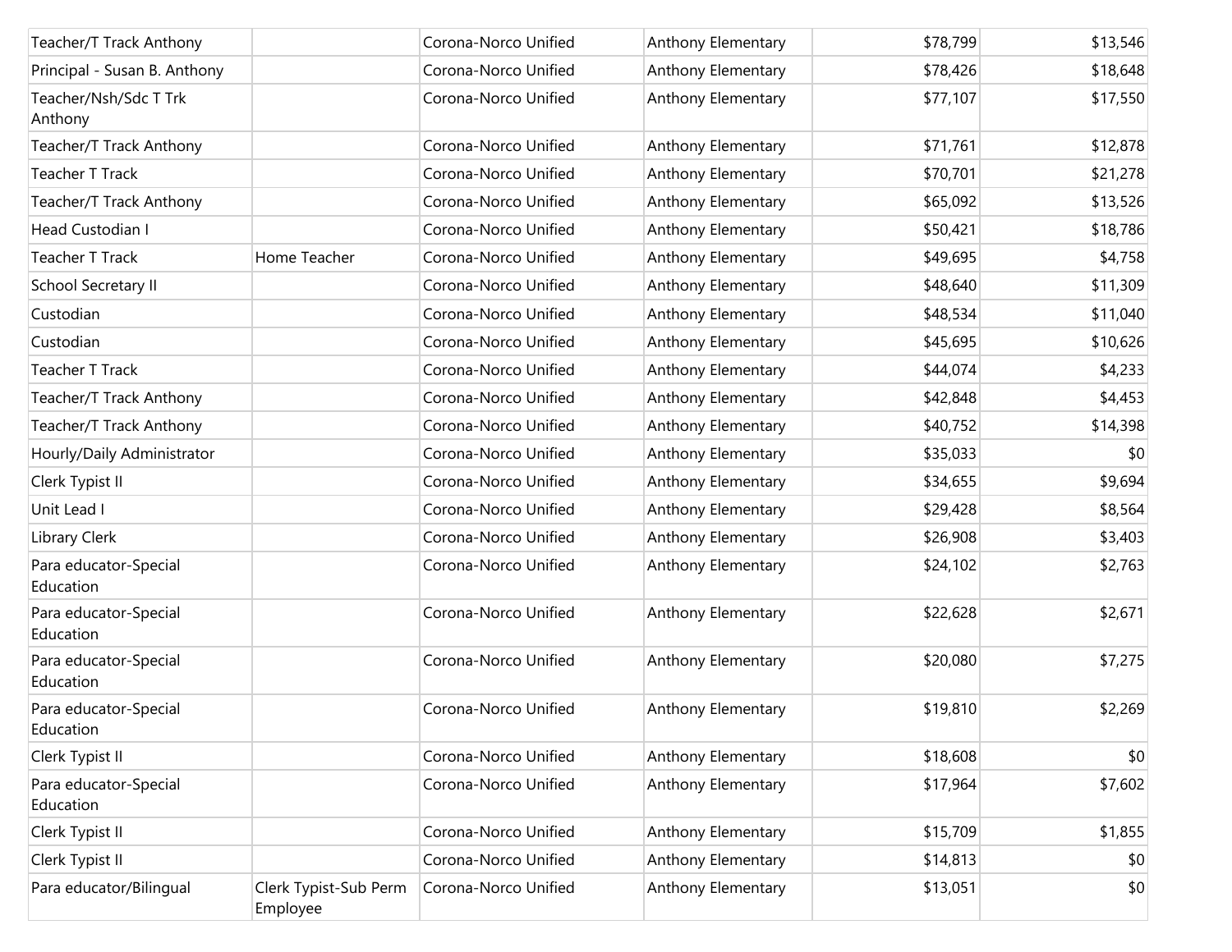| | | | | | |
|---|---|---|---|---|---|
| Teacher/T Track Anthony | | Corona-Norco Unified | Anthony Elementary | $78,799 | $13,546 |
| Principal - Susan B. Anthony | | Corona-Norco Unified | Anthony Elementary | $78,426 | $18,648 |
| Teacher/Nsh/Sdc T Trk Anthony | | Corona-Norco Unified | Anthony Elementary | $77,107 | $17,550 |
| Teacher/T Track Anthony | | Corona-Norco Unified | Anthony Elementary | $71,761 | $12,878 |
| Teacher T Track | | Corona-Norco Unified | Anthony Elementary | $70,701 | $21,278 |
| Teacher/T Track Anthony | | Corona-Norco Unified | Anthony Elementary | $65,092 | $13,526 |
| Head Custodian I | | Corona-Norco Unified | Anthony Elementary | $50,421 | $18,786 |
| Teacher T Track | Home Teacher | Corona-Norco Unified | Anthony Elementary | $49,695 | $4,758 |
| School Secretary II | | Corona-Norco Unified | Anthony Elementary | $48,640 | $11,309 |
| Custodian | | Corona-Norco Unified | Anthony Elementary | $48,534 | $11,040 |
| Custodian | | Corona-Norco Unified | Anthony Elementary | $45,695 | $10,626 |
| Teacher T Track | | Corona-Norco Unified | Anthony Elementary | $44,074 | $4,233 |
| Teacher/T Track Anthony | | Corona-Norco Unified | Anthony Elementary | $42,848 | $4,453 |
| Teacher/T Track Anthony | | Corona-Norco Unified | Anthony Elementary | $40,752 | $14,398 |
| Hourly/Daily Administrator | | Corona-Norco Unified | Anthony Elementary | $35,033 | $0 |
| Clerk Typist II | | Corona-Norco Unified | Anthony Elementary | $34,655 | $9,694 |
| Unit Lead I | | Corona-Norco Unified | Anthony Elementary | $29,428 | $8,564 |
| Library Clerk | | Corona-Norco Unified | Anthony Elementary | $26,908 | $3,403 |
| Para educator-Special Education | | Corona-Norco Unified | Anthony Elementary | $24,102 | $2,763 |
| Para educator-Special Education | | Corona-Norco Unified | Anthony Elementary | $22,628 | $2,671 |
| Para educator-Special Education | | Corona-Norco Unified | Anthony Elementary | $20,080 | $7,275 |
| Para educator-Special Education | | Corona-Norco Unified | Anthony Elementary | $19,810 | $2,269 |
| Clerk Typist II | | Corona-Norco Unified | Anthony Elementary | $18,608 | $0 |
| Para educator-Special Education | | Corona-Norco Unified | Anthony Elementary | $17,964 | $7,602 |
| Clerk Typist II | | Corona-Norco Unified | Anthony Elementary | $15,709 | $1,855 |
| Clerk Typist II | | Corona-Norco Unified | Anthony Elementary | $14,813 | $0 |
| Para educator/Bilingual | Clerk Typist-Sub Perm Employee | Corona-Norco Unified | Anthony Elementary | $13,051 | $0 |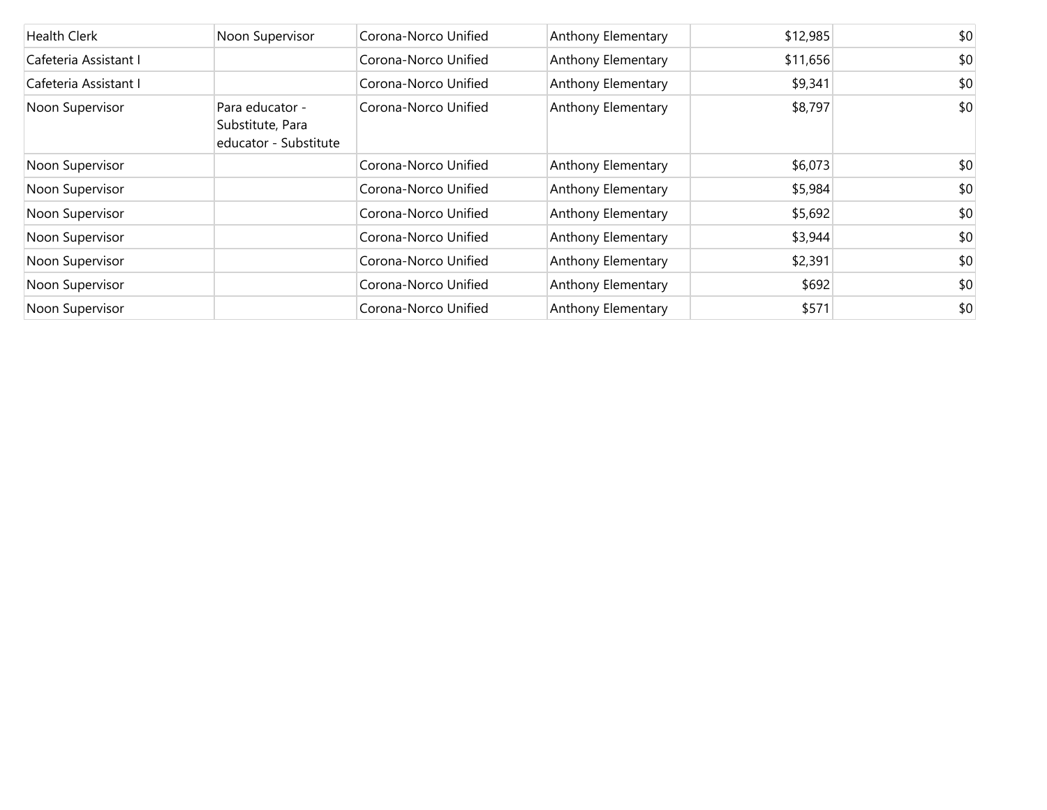| | | | | | |
|---|---|---|---|---|---|
| Health Clerk | Noon Supervisor | Corona-Norco Unified | Anthony Elementary | $12,985 | $0 |
| Cafeteria Assistant I | | Corona-Norco Unified | Anthony Elementary | $11,656 | $0 |
| Cafeteria Assistant I | | Corona-Norco Unified | Anthony Elementary | $9,341 | $0 |
| Noon Supervisor | Para educator - Substitute, Para educator - Substitute | Corona-Norco Unified | Anthony Elementary | $8,797 | $0 |
| Noon Supervisor | | Corona-Norco Unified | Anthony Elementary | $6,073 | $0 |
| Noon Supervisor | | Corona-Norco Unified | Anthony Elementary | $5,984 | $0 |
| Noon Supervisor | | Corona-Norco Unified | Anthony Elementary | $5,692 | $0 |
| Noon Supervisor | | Corona-Norco Unified | Anthony Elementary | $3,944 | $0 |
| Noon Supervisor | | Corona-Norco Unified | Anthony Elementary | $2,391 | $0 |
| Noon Supervisor | | Corona-Norco Unified | Anthony Elementary | $692 | $0 |
| Noon Supervisor | | Corona-Norco Unified | Anthony Elementary | $571 | $0 |